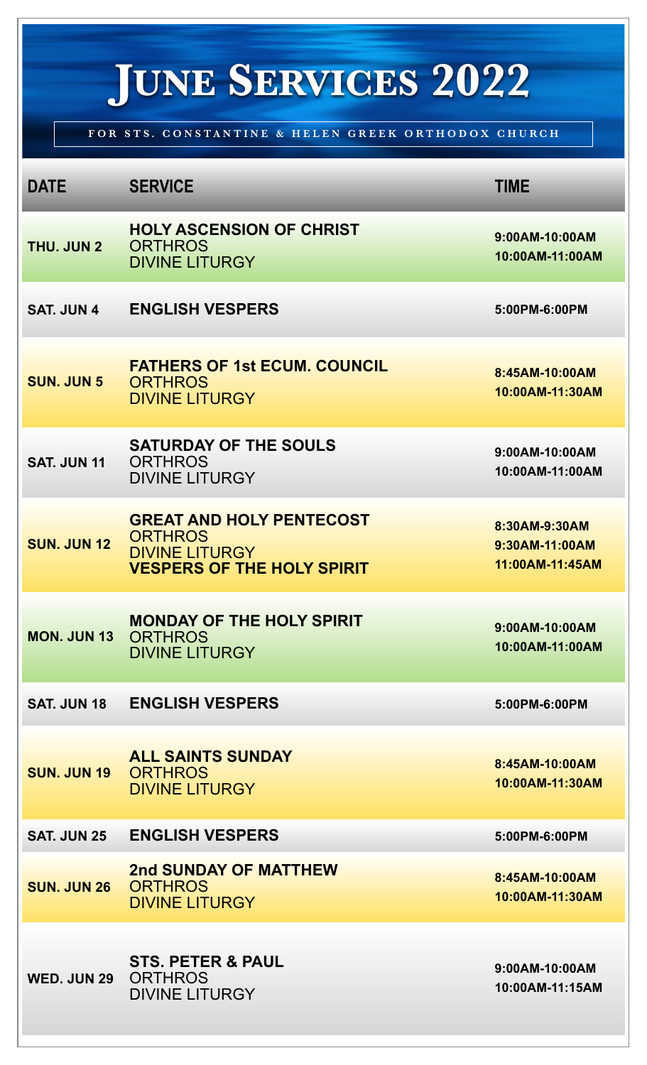# June Services 2022

FOR STS. CONSTANTINE & HELEN GREEK ORTHODOX CHURCH

| DATE | SERVICE | TIME |
|---|---|---|
| THU. JUN 2 | **HOLY ASCENSION OF CHRIST**<br>ORTHROS<br>DIVINE LITURGY | 9:00AM-10:00AM<br>10:00AM-11:00AM |
| SAT. JUN 4 | **ENGLISH VESPERS** | 5:00PM-6:00PM |
| SUN. JUN 5 | **FATHERS OF 1st ECUM. COUNCIL**<br>ORTHROS<br>DIVINE LITURGY | 8:45AM-10:00AM<br>10:00AM-11:30AM |
| SAT. JUN 11 | **SATURDAY OF THE SOULS**<br>ORTHROS<br>DIVINE LITURGY | 9:00AM-10:00AM<br>10:00AM-11:00AM |
| SUN. JUN 12 | **GREAT AND HOLY PENTECOST**<br>ORTHROS<br>DIVINE LITURGY<br>**VESPERS OF THE HOLY SPIRIT** | 8:30AM-9:30AM<br>9:30AM-11:00AM<br>11:00AM-11:45AM |
| MON. JUN 13 | **MONDAY OF THE HOLY SPIRIT**<br>ORTHROS<br>DIVINE LITURGY | 9:00AM-10:00AM<br>10:00AM-11:00AM |
| SAT. JUN 18 | **ENGLISH VESPERS** | 5:00PM-6:00PM |
| SUN. JUN 19 | **ALL SAINTS SUNDAY**<br>ORTHROS<br>DIVINE LITURGY | 8:45AM-10:00AM<br>10:00AM-11:30AM |
| SAT. JUN 25 | **ENGLISH VESPERS** | 5:00PM-6:00PM |
| SUN. JUN 26 | **2nd SUNDAY OF MATTHEW**<br>ORTHROS<br>DIVINE LITURGY | 8:45AM-10:00AM<br>10:00AM-11:30AM |
| WED. JUN 29 | **STS. PETER & PAUL**<br>ORTHROS<br>DIVINE LITURGY | 9:00AM-10:00AM<br>10:00AM-11:15AM |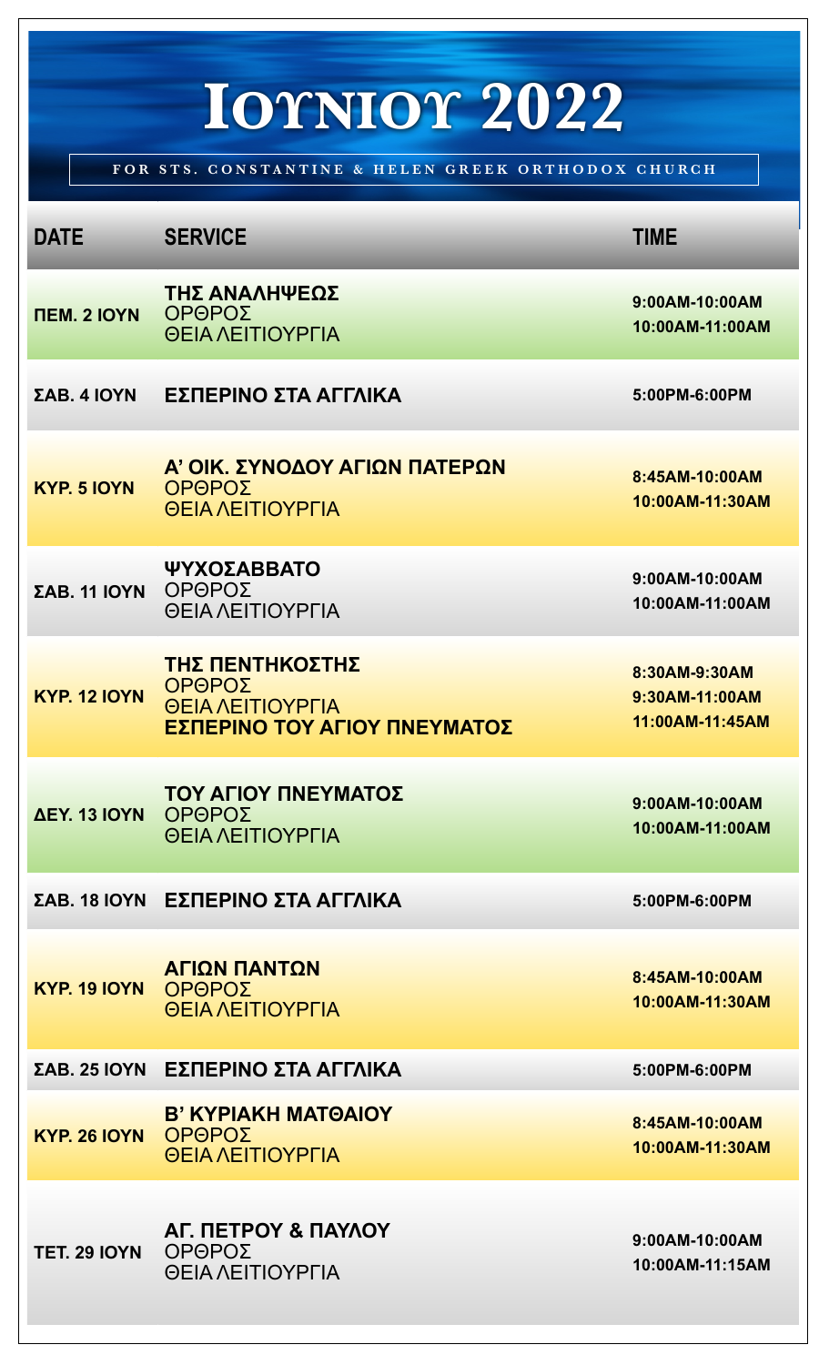# Ιουνιου 2022

FOR STS. CONSTANTINE & HELEN GREEK ORTHODOX CHURCH

| DATE | SERVICE | TIME |
|---|---|---|
| ΠΕΜ. 2 ΙΟΥΝ | **ΤΗΣ ΑΝΑΛΗΨΕΩΣ**<br>ΟΡΘΡΟΣ<br>ΘΕΙΑ ΛΕΙΤΙΟΥΡΓΙΑ | 9:00AM-10:00AM<br>10:00AM-11:00AM |
| ΣΑΒ. 4 ΙΟΥΝ | **ΕΣΠΕΡΙΝΟ ΣΤΑ ΑΓΓΛΙΚΑ** | 5:00PM-6:00PM |
| ΚΥΡ. 5 ΙΟΥΝ | **Α' ΟΙΚ. ΣΥΝΟΔΟΥ ΑΓΙΩΝ ΠΑΤΕΡΩΝ**<br>ΟΡΘΡΟΣ<br>ΘΕΙΑ ΛΕΙΤΙΟΥΡΓΙΑ | 8:45AM-10:00AM<br>10:00AM-11:30AM |
| ΣΑΒ. 11 ΙΟΥΝ | **ΨΥΧΟΣΑΒΒΑΤΟ**<br>ΟΡΘΡΟΣ<br>ΘΕΙΑ ΛΕΙΤΙΟΥΡΓΙΑ | 9:00AM-10:00AM<br>10:00AM-11:00AM |
| ΚΥΡ. 12 ΙΟΥΝ | **ΤΗΣ ΠΕΝΤΗΚΟΣΤΗΣ**<br>ΟΡΘΡΟΣ<br>ΘΕΙΑ ΛΕΙΤΙΟΥΡΓΙΑ<br>**ΕΣΠΕΡΙΝΟ ΤΟΥ ΑΓΙΟΥ ΠΝΕΥΜΑΤΟΣ** | 8:30AM-9:30AM<br>9:30AM-11:00AM<br>11:00AM-11:45AM |
| ΔΕΥ. 13 ΙΟΥΝ | **ΤΟΥ ΑΓΙΟΥ ΠΝΕΥΜΑΤΟΣ**<br>ΟΡΘΡΟΣ<br>ΘΕΙΑ ΛΕΙΤΙΟΥΡΓΙΑ | 9:00AM-10:00AM<br>10:00AM-11:00AM |
| ΣΑΒ. 18 ΙΟΥΝ | **ΕΣΠΕΡΙΝΟ ΣΤΑ ΑΓΓΛΙΚΑ** | 5:00PM-6:00PM |
| ΚΥΡ. 19 ΙΟΥΝ | **ΑΓΙΩΝ ΠΑΝΤΩΝ**<br>ΟΡΘΡΟΣ<br>ΘΕΙΑ ΛΕΙΤΙΟΥΡΓΙΑ | 8:45AM-10:00AM<br>10:00AM-11:30AM |
| ΣΑΒ. 25 ΙΟΥΝ | **ΕΣΠΕΡΙΝΟ ΣΤΑ ΑΓΓΛΙΚΑ** | 5:00PM-6:00PM |
| ΚΥΡ. 26 ΙΟΥΝ | **Β' ΚΥΡΙΑΚΗ ΜΑΤΘΑΙΟΥ**<br>ΟΡΘΡΟΣ<br>ΘΕΙΑ ΛΕΙΤΙΟΥΡΓΙΑ | 8:45AM-10:00AM<br>10:00AM-11:30AM |
| ΤΕΤ. 29 ΙΟΥΝ | **ΑΓ. ΠΕΤΡΟΥ & ΠΑΥΛΟΥ**<br>ΟΡΘΡΟΣ<br>ΘΕΙΑ ΛΕΙΤΙΟΥΡΓΙΑ | 9:00AM-10:00AM<br>10:00AM-11:15AM |